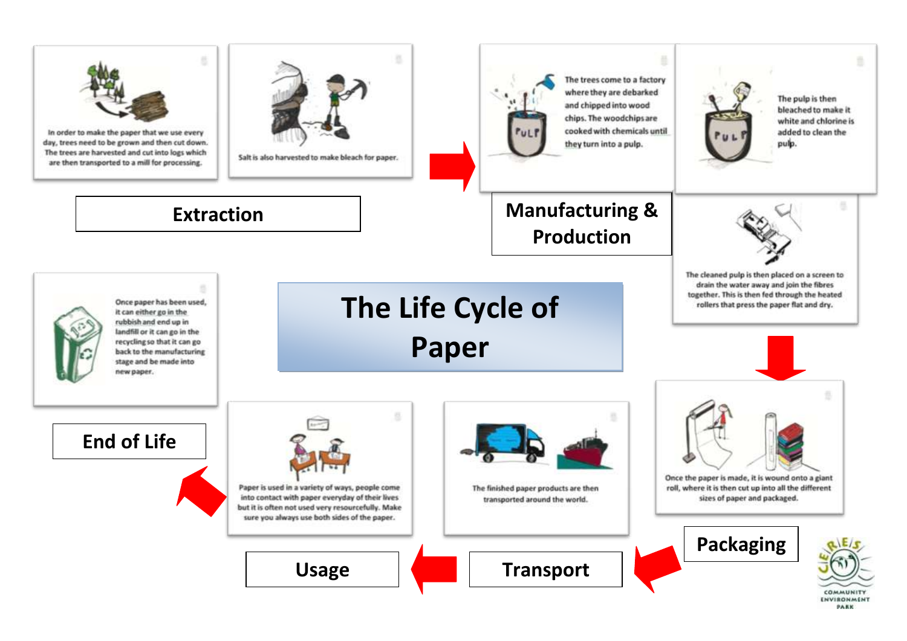# The Life Cycle of Paper

## Extraction

In order to make the paper that we use every day, trees need to be grown and then cut down. The trees are harvested and cut into logs which are then transported to a mill for processing.

Salt is also harvested to make bleach for paper.

## Manufacturing & Production

The trees come to a factory where they are debarked and chipped into wood chips. The woodchips are cooked with chemicals until they turn into a pulp.

The pulp is then bleached to make it white and chlorine is added to clean the pulp.

The cleaned pulp is then placed on a screen to drain the water away and join the fibres together. This is then fed through the heated rollers that press the paper flat and dry.

## Packaging

Once the paper is made, it is wound onto a giant roll, where it is then cut up into all the different sizes of paper and packaged.

## Transport

The finished paper products are then transported around the world.

## Usage

Paper is used in a variety of ways, people come into contact with paper everyday of their lives but it is often not used very resourcefully. Make sure you always use both sides of the paper.

## End of Life

Once paper has been used, it can either go in the rubbish and end up in landfill or it can go in the recycling so that it can go back to the manufacturing stage and be made into new paper.

CERES Community Environment Park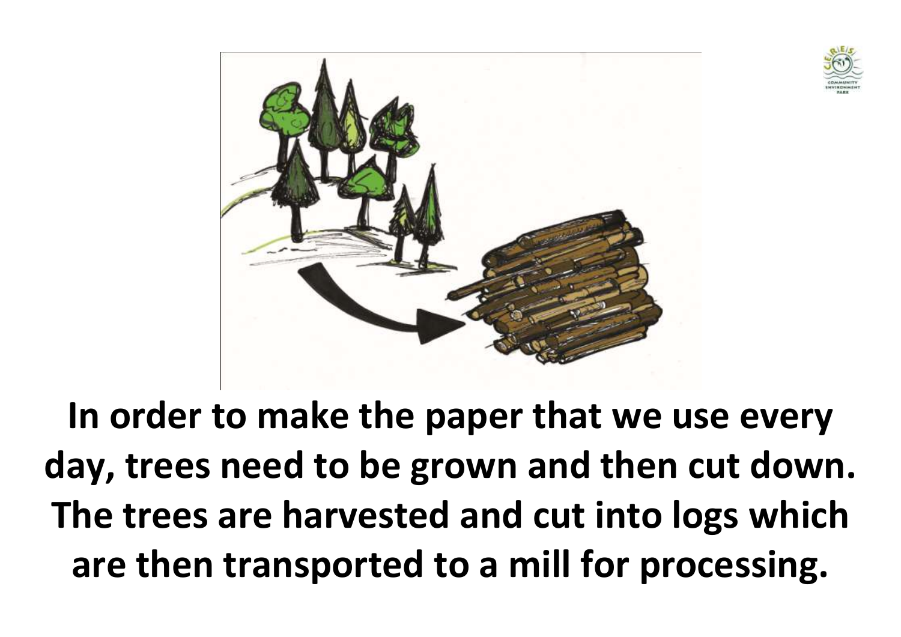**In order to make the paper that we use every day, trees need to be grown and then cut down. The trees are harvested and cut into logs which are then transported to a mill for processing.**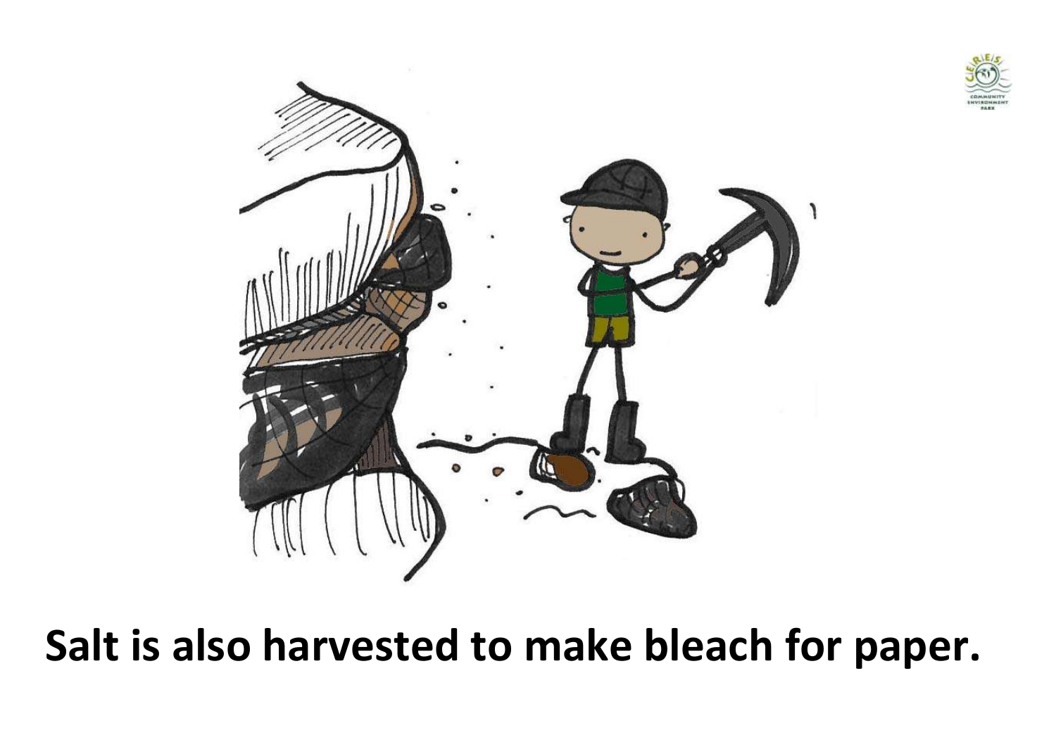**Salt is also harvested to make bleach for paper.**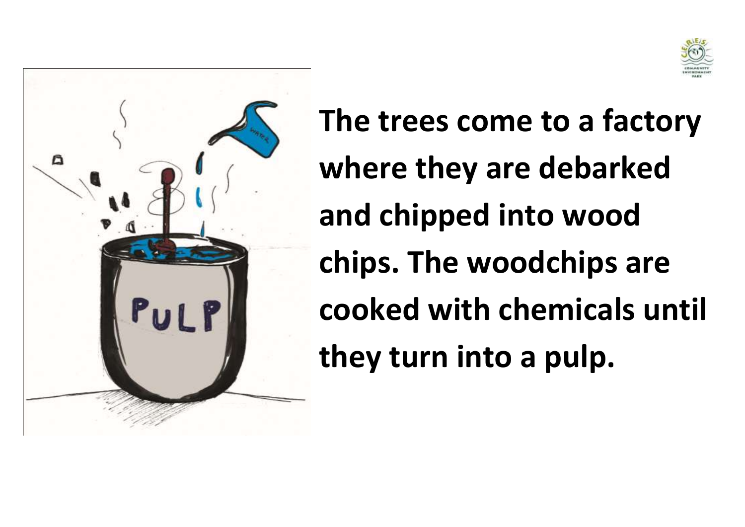**The trees come to a factory where they are debarked and chipped into wood chips. The woodchips are cooked with chemicals until they turn into a pulp.**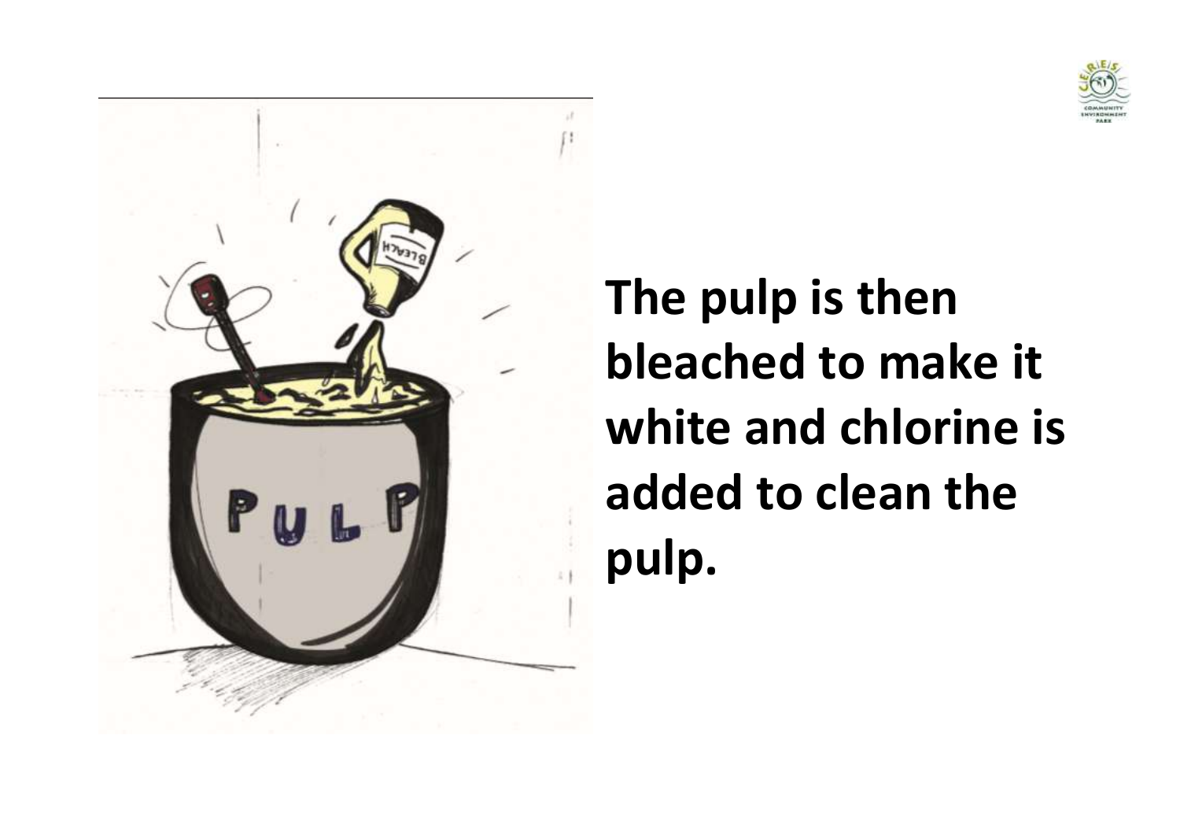**The pulp is then bleached to make it white and chlorine is added to clean the pulp.**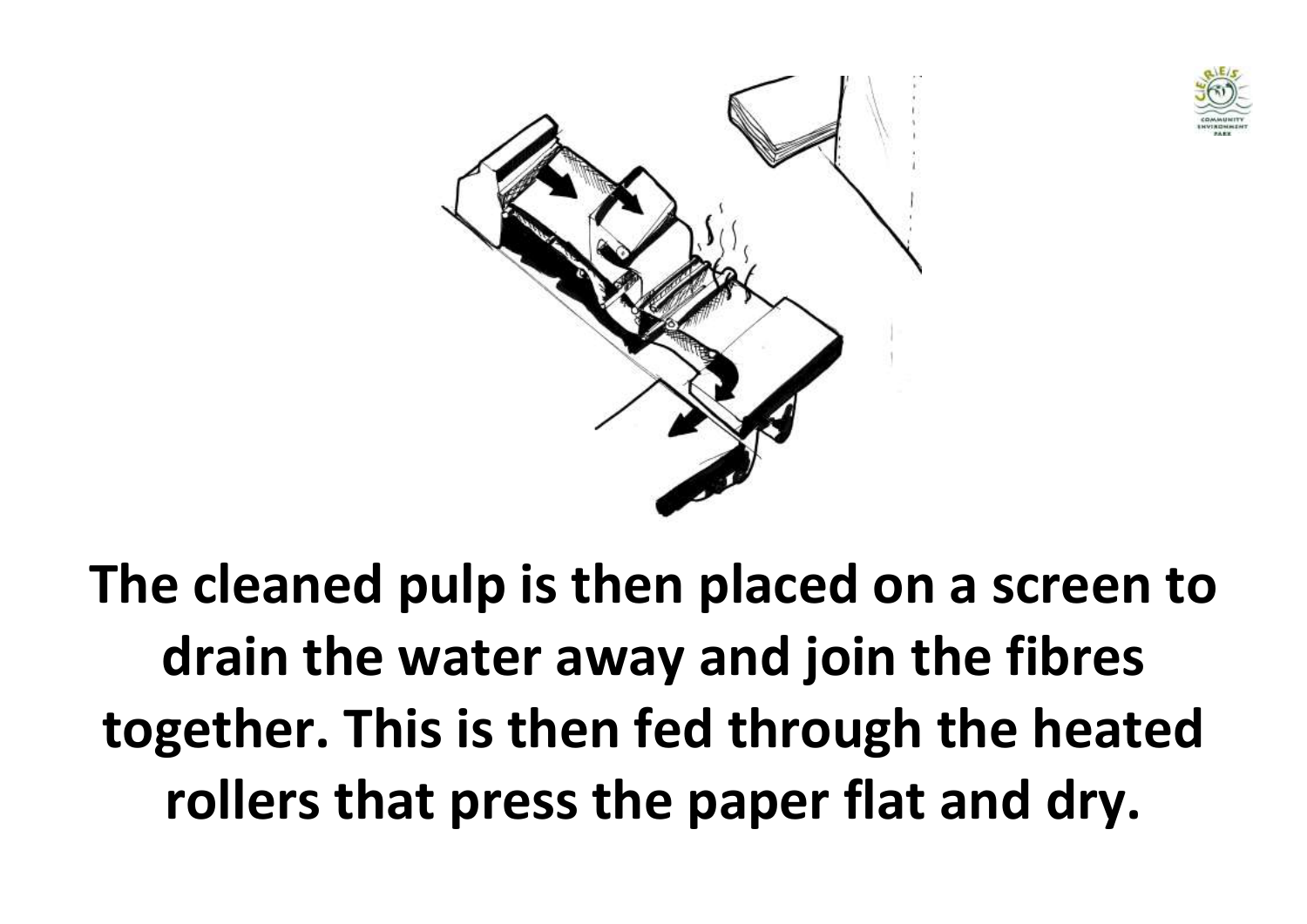**The cleaned pulp is then placed on a screen to drain the water away and join the fibres together. This is then fed through the heated rollers that press the paper flat and dry.**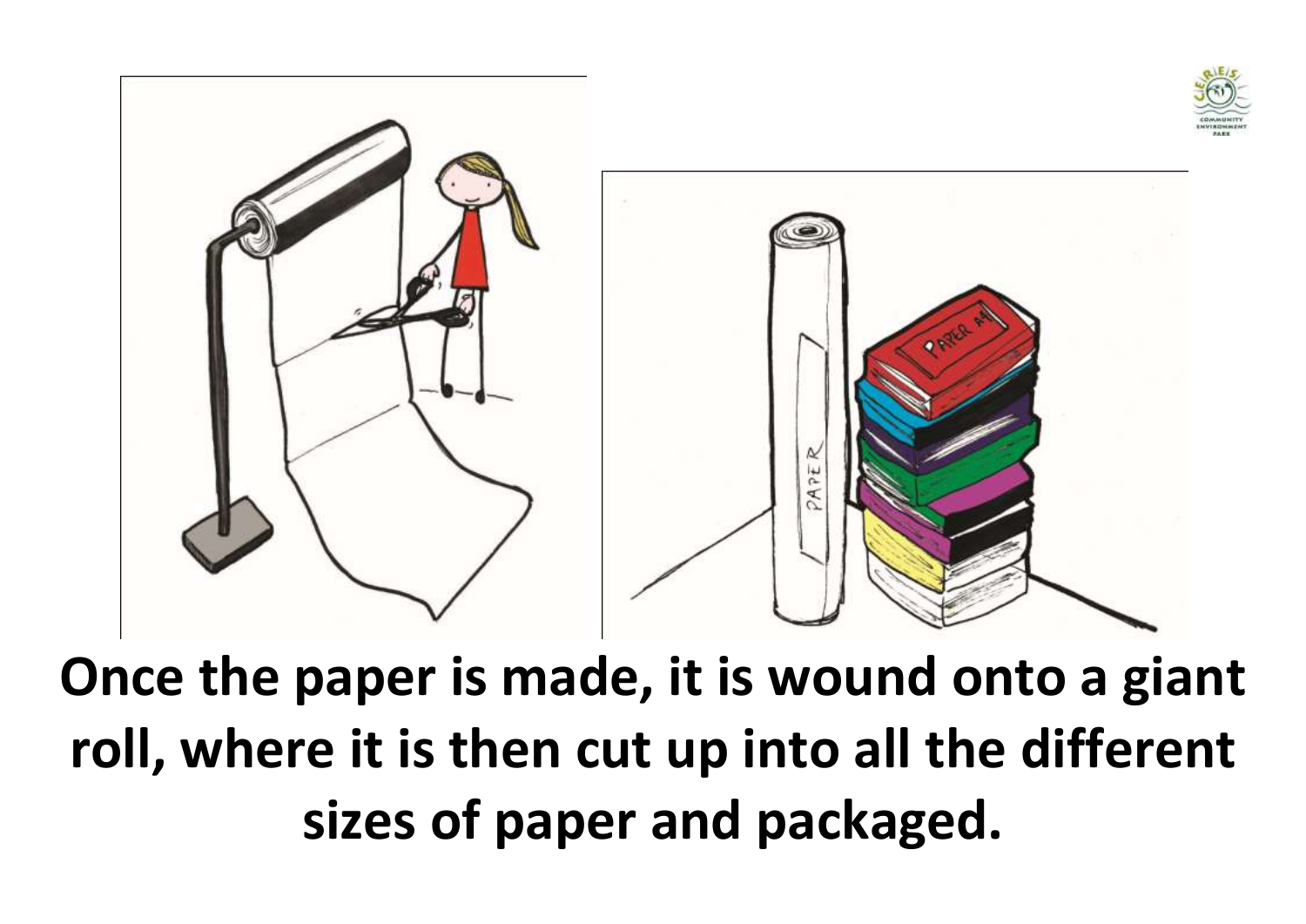**Once the paper is made, it is wound onto a giant roll, where it is then cut up into all the different sizes of paper and packaged.**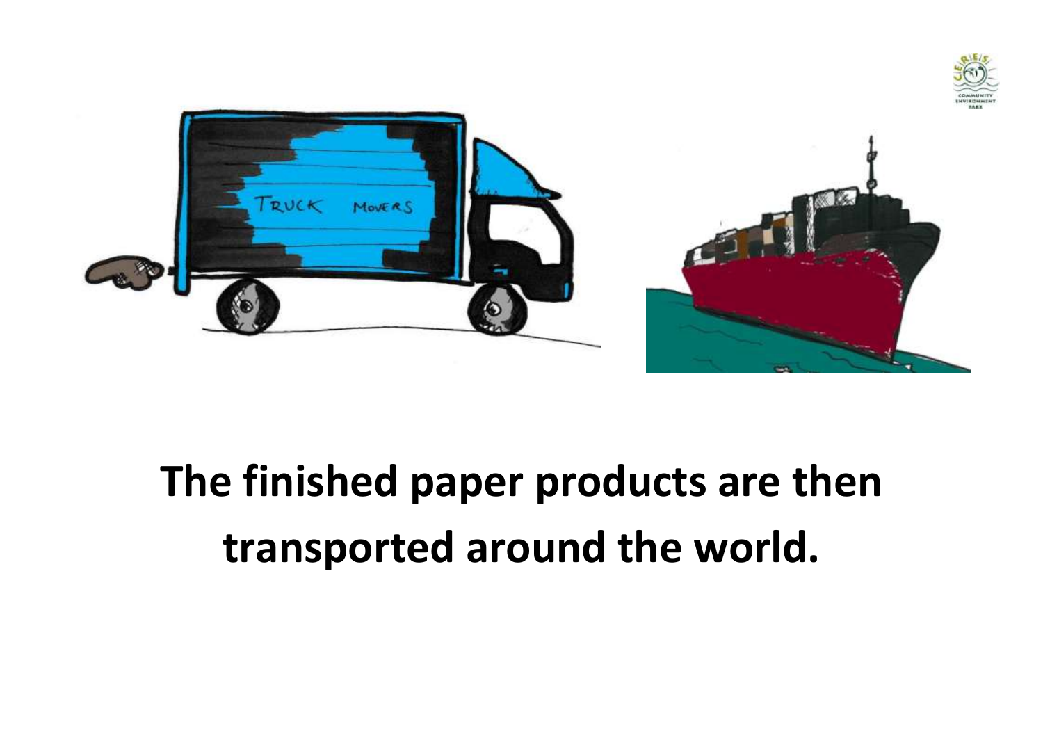**The finished paper products are then transported around the world.**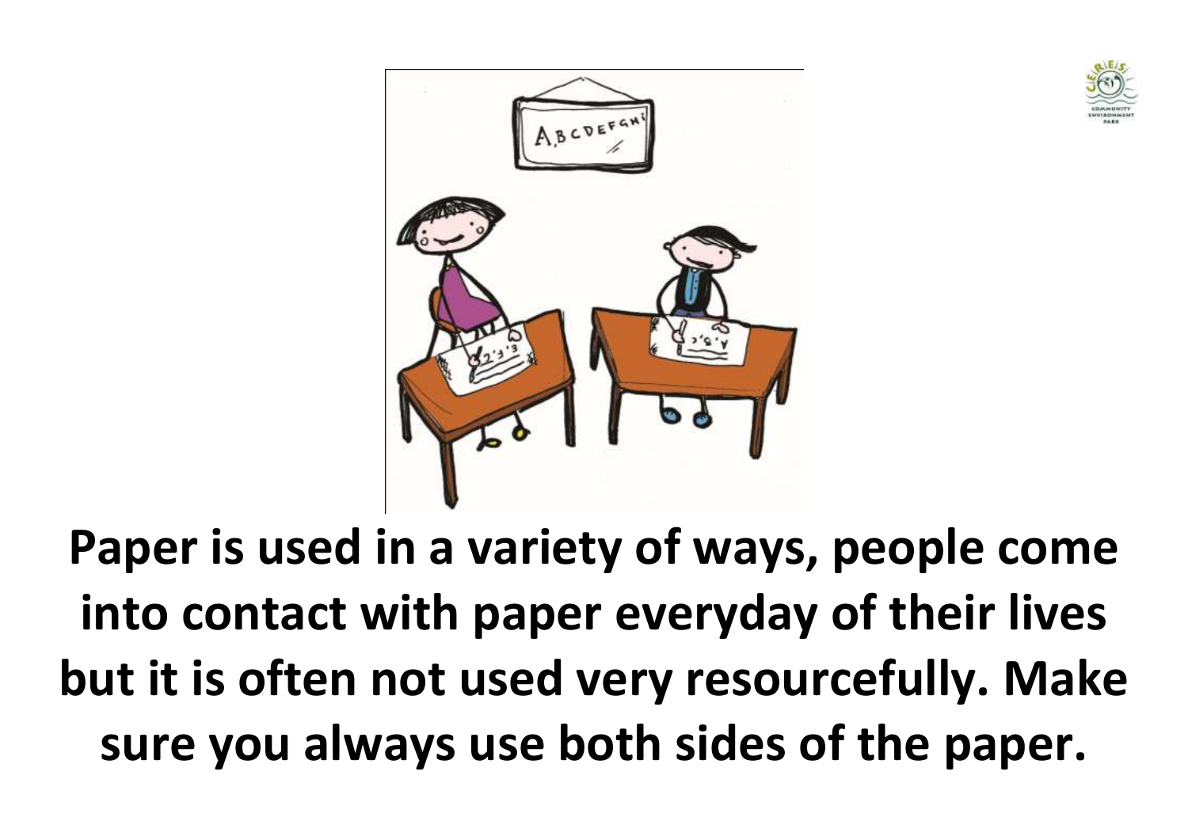**Paper is used in a variety of ways, people come into contact with paper everyday of their lives but it is often not used very resourcefully. Make sure you always use both sides of the paper.**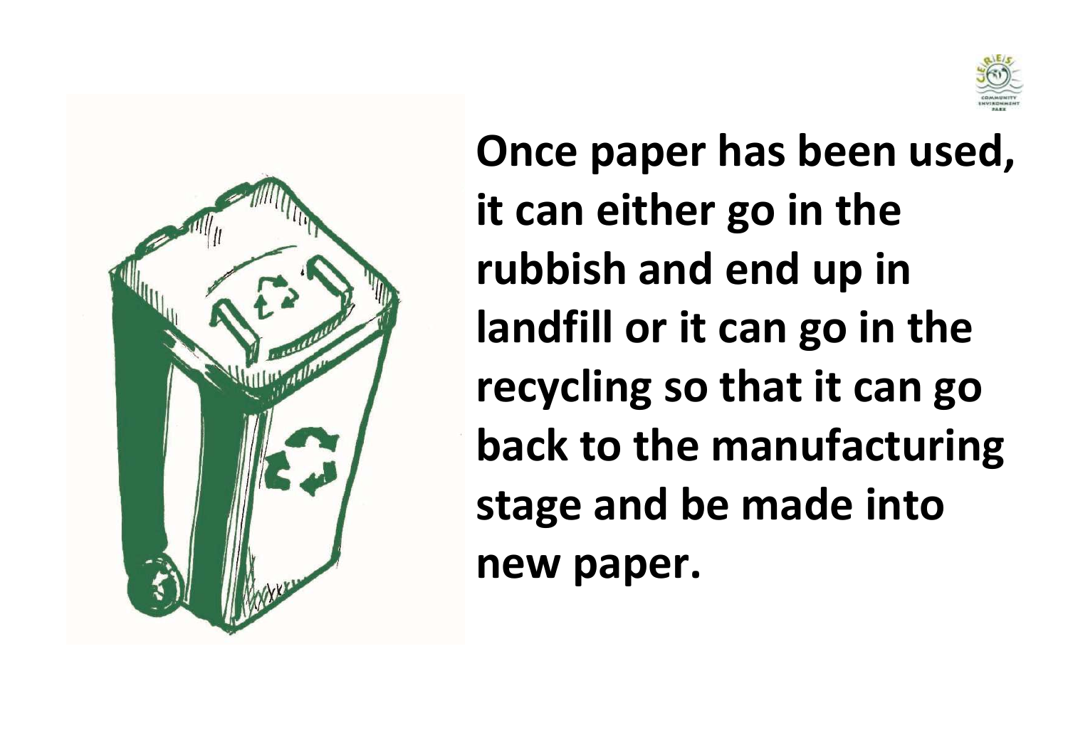**Once paper has been used, it can either go in the rubbish and end up in landfill or it can go in the recycling so that it can go back to the manufacturing stage and be made into new paper.**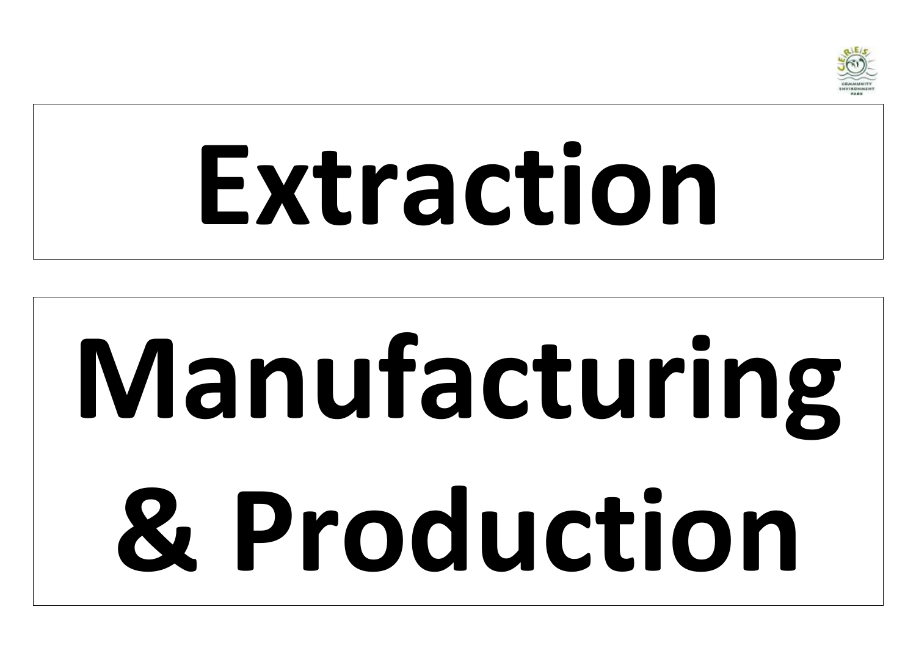# Extraction

# Manufacturing & Production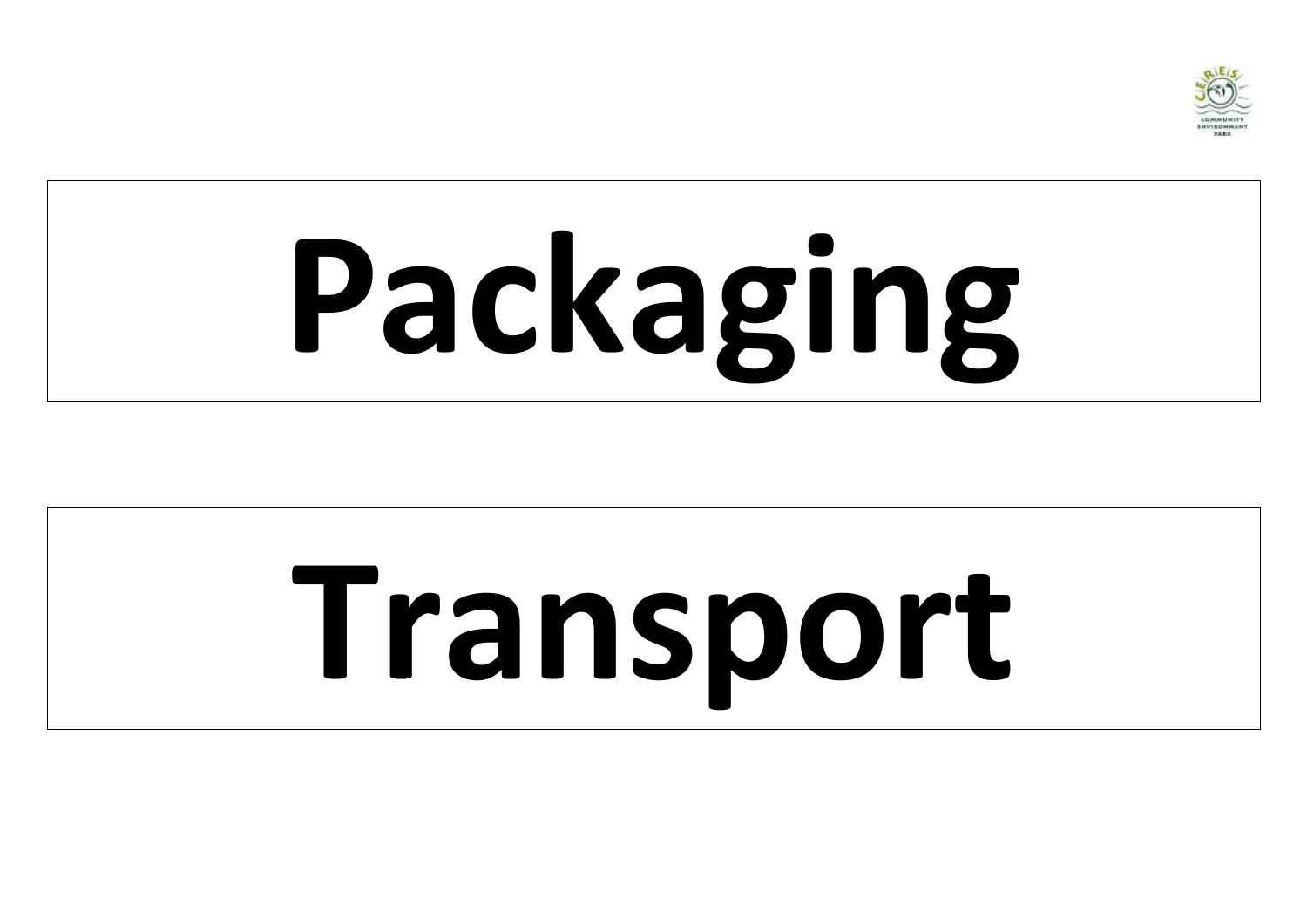# Packaging

# Transport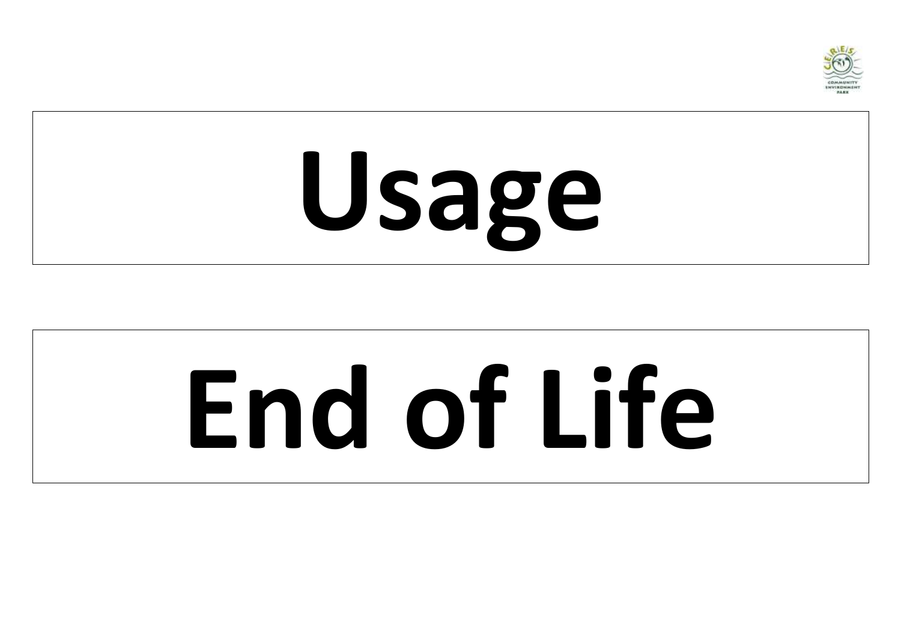# Usage

# End of Life